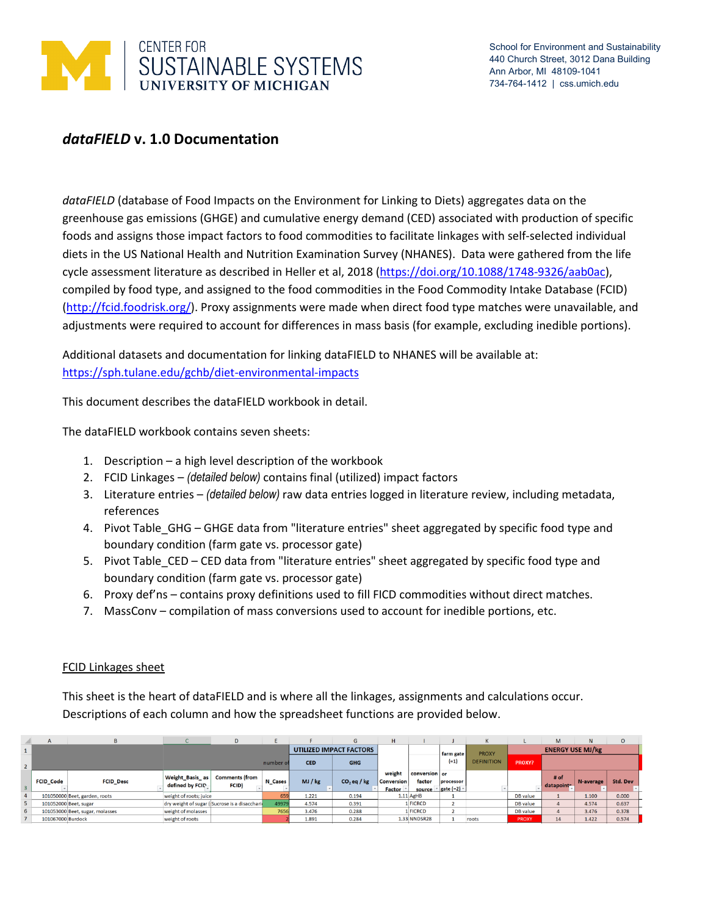CENTER FOR SUSTAINABLE SYSTEMS
UNIVERSITY OF MICHIGAN

School for Environment and Sustainability
440 Church Street, 3012 Dana Building
Ann Arbor, MI 48109-1041
734-764-1412 | css.umich.edu

# *dataFIELD* v. 1.0 Documentation

*dataFIELD* (database of Food Impacts on the Environment for Linking to Diets) aggregates data on the greenhouse gas emissions (GHGE) and cumulative energy demand (CED) associated with production of specific foods and assigns those impact factors to food commodities to facilitate linkages with self-selected individual diets in the US National Health and Nutrition Examination Survey (NHANES). Data were gathered from the life cycle assessment literature as described in Heller et al, 2018 (https://doi.org/10.1088/1748-9326/aab0ac), compiled by food type, and assigned to the food commodities in the Food Commodity Intake Database (FCID) (http://fcid.foodrisk.org/). Proxy assignments were made when direct food type matches were unavailable, and adjustments were required to account for differences in mass basis (for example, excluding inedible portions).

Additional datasets and documentation for linking dataFIELD to NHANES will be available at: https://sph.tulane.edu/gchb/diet-environmental-impacts

This document describes the dataFIELD workbook in detail.

The dataFIELD workbook contains seven sheets:

1. Description – a high level description of the workbook
2. FCID Linkages – *(detailed below)* contains final (utilized) impact factors
3. Literature entries – *(detailed below)* raw data entries logged in literature review, including metadata, references
4. Pivot Table_GHG – GHGE data from "literature entries" sheet aggregated by specific food type and boundary condition (farm gate vs. processor gate)
5. Pivot Table_CED – CED data from "literature entries" sheet aggregated by specific food type and boundary condition (farm gate vs. processor gate)
6. Proxy def'ns – contains proxy definitions used to fill FICD commodities without direct matches.
7. MassConv – compilation of mass conversions used to account for inedible portions, etc.

## FCID Linkages sheet

This sheet is the heart of dataFIELD and is where all the linkages, assignments and calculations occur. Descriptions of each column and how the spreadsheet functions are provided below.

| | A | B | C | D | E | F | G | H | I | J | K | L | M | N | O |
|---|---|---|---|---|---|---|---|---|---|---|---|---|---|---|---|
| 1 | | | | | | UTILIZED IMPACT FACTORS | | | | farm gate (=1) | PROXY DEFINITION | | ENERGY USE MJ/kg | | |
| 2 | | | | | number of | CED | GHG | | | | | PROXY? | | | |
| 3 | FCID_Code | FCID_Desc | Weight_Basis_as defined by FCID | Comments (from FCID) | N_Cases | MJ / kg | $CO_2$ eq / kg | weight Conversion Factor | conversion factor source | or processor gate (=2) | | | # of datapoints | N-average | Std. Dev |
| 4 | 101050000 | Beet, garden, roots | weight of roots; juice | | 659 | 1.221 | 0.194 | 1.11 | AgHB | 1 | | DB value | 1 | 1.100 | 0.000 |
| 5 | 101052000 | Beet, sugar | dry weight of sugar ( | Sucrose is a disacchari | 49979 | 4.574 | 0.391 | 1 | FICRCD | 2 | | DB value | 4 | 4.574 | 0.637 |
| 6 | 101053000 | Beet, sugar, molasses | weight of molasses | | 7656 | 3.476 | 0.288 | 1 | FICRCD | 2 | | DB value | 4 | 3.476 | 0.378 |
| 7 | 101067000 | Burdock | weight of roots | | 2 | 1.891 | 0.284 | 1.33 | NNDSR28 | 1 | roots | PROXY | 14 | 1.422 | 0.574 |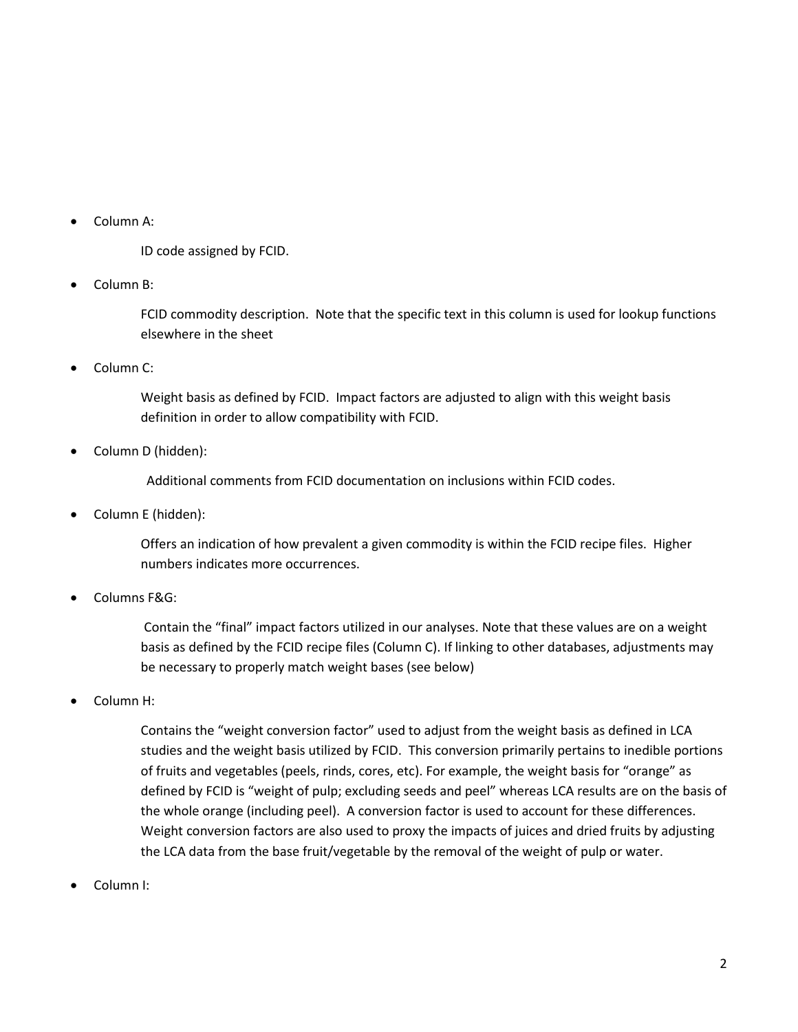- Column A:

  ID code assigned by FCID.

- Column B:

  FCID commodity description. Note that the specific text in this column is used for lookup functions elsewhere in the sheet

- Column C:

  Weight basis as defined by FCID. Impact factors are adjusted to align with this weight basis definition in order to allow compatibility with FCID.

- Column D (hidden):

  Additional comments from FCID documentation on inclusions within FCID codes.

- Column E (hidden):

  Offers an indication of how prevalent a given commodity is within the FCID recipe files. Higher numbers indicates more occurrences.

- Columns F&G:

  Contain the "final" impact factors utilized in our analyses. Note that these values are on a weight basis as defined by the FCID recipe files (Column C). If linking to other databases, adjustments may be necessary to properly match weight bases (see below)

- Column H:

  Contains the "weight conversion factor" used to adjust from the weight basis as defined in LCA studies and the weight basis utilized by FCID. This conversion primarily pertains to inedible portions of fruits and vegetables (peels, rinds, cores, etc). For example, the weight basis for "orange" as defined by FCID is "weight of pulp; excluding seeds and peel" whereas LCA results are on the basis of the whole orange (including peel). A conversion factor is used to account for these differences. Weight conversion factors are also used to proxy the impacts of juices and dried fruits by adjusting the LCA data from the base fruit/vegetable by the removal of the weight of pulp or water.

- Column I: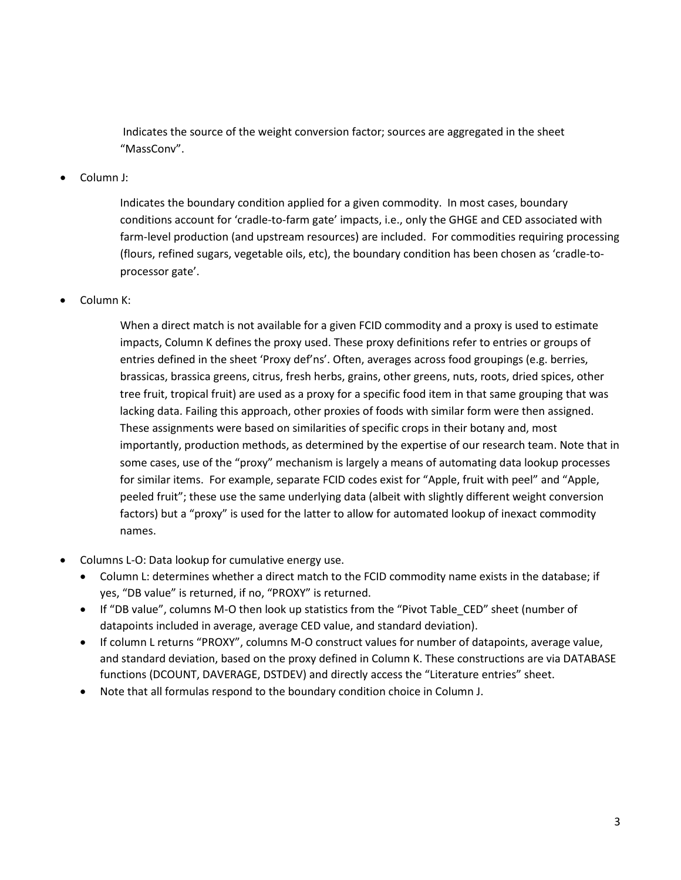Indicates the source of the weight conversion factor; sources are aggregated in the sheet "MassConv".

- Column J:

  Indicates the boundary condition applied for a given commodity. In most cases, boundary conditions account for 'cradle-to-farm gate' impacts, i.e., only the GHGE and CED associated with farm-level production (and upstream resources) are included. For commodities requiring processing (flours, refined sugars, vegetable oils, etc), the boundary condition has been chosen as 'cradle-to-processor gate'.

- Column K:

  When a direct match is not available for a given FCID commodity and a proxy is used to estimate impacts, Column K defines the proxy used. These proxy definitions refer to entries or groups of entries defined in the sheet 'Proxy def'ns'. Often, averages across food groupings (e.g. berries, brassicas, brassica greens, citrus, fresh herbs, grains, other greens, nuts, roots, dried spices, other tree fruit, tropical fruit) are used as a proxy for a specific food item in that same grouping that was lacking data. Failing this approach, other proxies of foods with similar form were then assigned. These assignments were based on similarities of specific crops in their botany and, most importantly, production methods, as determined by the expertise of our research team. Note that in some cases, use of the "proxy" mechanism is largely a means of automating data lookup processes for similar items. For example, separate FCID codes exist for "Apple, fruit with peel" and "Apple, peeled fruit"; these use the same underlying data (albeit with slightly different weight conversion factors) but a "proxy" is used for the latter to allow for automated lookup of inexact commodity names.

- Columns L-O: Data lookup for cumulative energy use.
  - Column L: determines whether a direct match to the FCID commodity name exists in the database; if yes, "DB value" is returned, if no, "PROXY" is returned.
  - If "DB value", columns M-O then look up statistics from the "Pivot Table_CED" sheet (number of datapoints included in average, average CED value, and standard deviation).
  - If column L returns "PROXY", columns M-O construct values for number of datapoints, average value, and standard deviation, based on the proxy defined in Column K. These constructions are via DATABASE functions (DCOUNT, DAVERAGE, DSTDEV) and directly access the "Literature entries" sheet.
  - Note that all formulas respond to the boundary condition choice in Column J.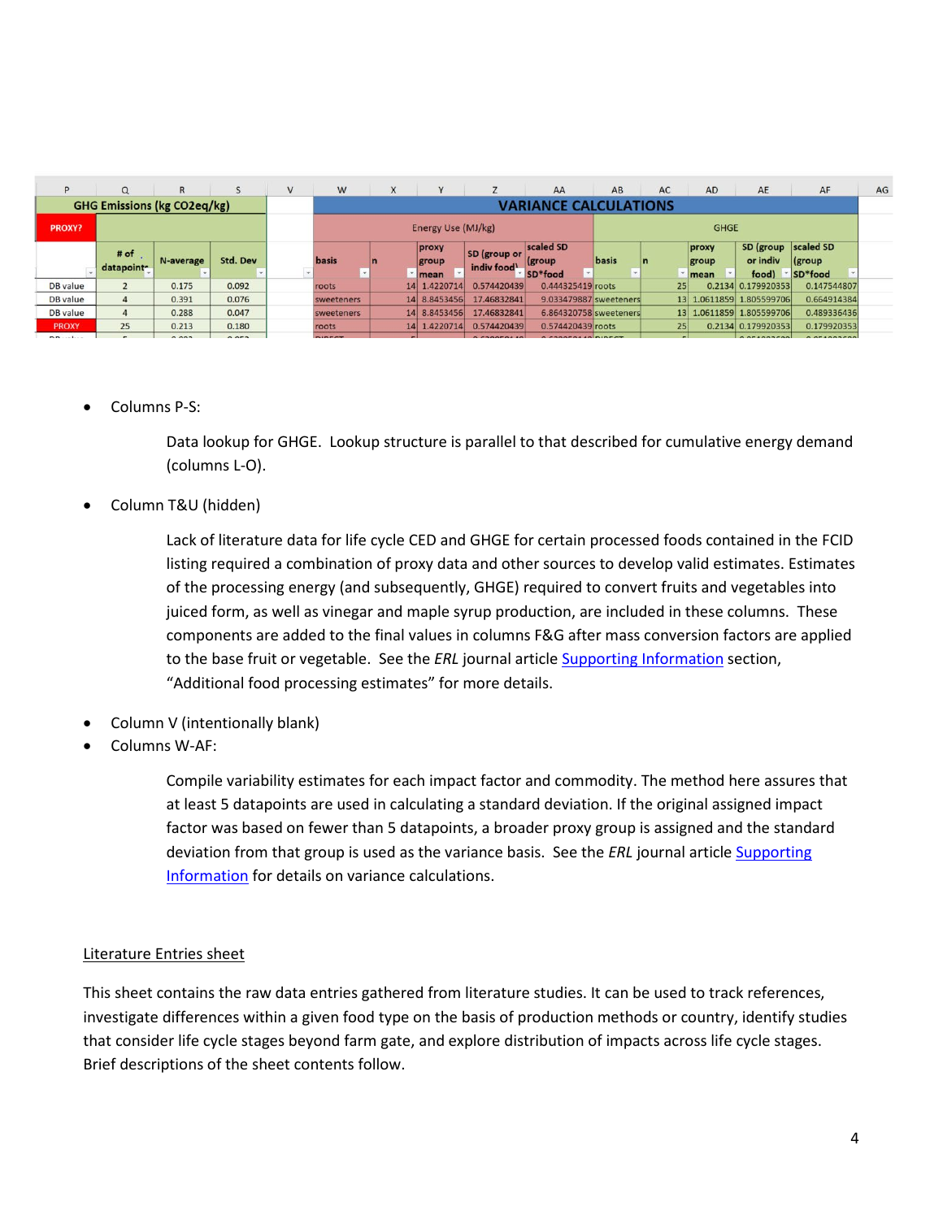| P | Q | R | S | V | W | X | Y | Z | AA | AB | AC | AD | AE | AF | AG |
|---|---|---|---|---|---|---|---|---|---|---|---|---|---|---|---|
| GHG Emissions (kg CO2eq/kg) | | | | | VARIANCE CALCULATIONS | | | | | | | | | | |
| PROXY? | | | | | Energy Use (MJ/kg) | | | | | GHGE | | | | | |
| | # of datapoints | N-average | Std. Dev | | basis | n | proxy group mean | SD (group or indiv food) | scaled SD (group SD*food | basis | n | proxy group mean | SD (group or indiv food) | scaled SD (group SD*food | |
| DB value | 2 | 0.175 | 0.092 | | roots | 14 | 1.4220714 | 0.574420439 | 0.444325419 | roots | 25 | 0.2134 | 0.179920353 | 0.147544807 | |
| DB value | 4 | 0.391 | 0.076 | | sweeteners | 14 | 8.8453456 | 17.46832841 | 9.033479887 | sweeteners | 13 | 1.0611859 | 1.805599706 | 0.664914384 | |
| DB value | 4 | 0.288 | 0.047 | | sweeteners | 14 | 8.8453456 | 17.46832841 | 6.864320758 | sweeteners | 13 | 1.0611859 | 1.805599706 | 0.489336436 | |
| PROXY | 25 | 0.213 | 0.180 | | roots | 14 | 1.4220714 | 0.574420439 | 0.574420439 | roots | 25 | 0.2134 | 0.179920353 | 0.179920353 | |

- Columns P-S:

  Data lookup for GHGE. Lookup structure is parallel to that described for cumulative energy demand (columns L-O).

- Column T&U (hidden)

  Lack of literature data for life cycle CED and GHGE for certain processed foods contained in the FCID listing required a combination of proxy data and other sources to develop valid estimates. Estimates of the processing energy (and subsequently, GHGE) required to convert fruits and vegetables into juiced form, as well as vinegar and maple syrup production, are included in these columns. These components are added to the final values in columns F&G after mass conversion factors are applied to the base fruit or vegetable. See the *ERL* journal article Supporting Information section, "Additional food processing estimates" for more details.

- Column V (intentionally blank)
- Columns W-AF:

  Compile variability estimates for each impact factor and commodity. The method here assures that at least 5 datapoints are used in calculating a standard deviation. If the original assigned impact factor was based on fewer than 5 datapoints, a broader proxy group is assigned and the standard deviation from that group is used as the variance basis. See the *ERL* journal article Supporting Information for details on variance calculations.

Literature Entries sheet

This sheet contains the raw data entries gathered from literature studies. It can be used to track references, investigate differences within a given food type on the basis of production methods or country, identify studies that consider life cycle stages beyond farm gate, and explore distribution of impacts across life cycle stages. Brief descriptions of the sheet contents follow.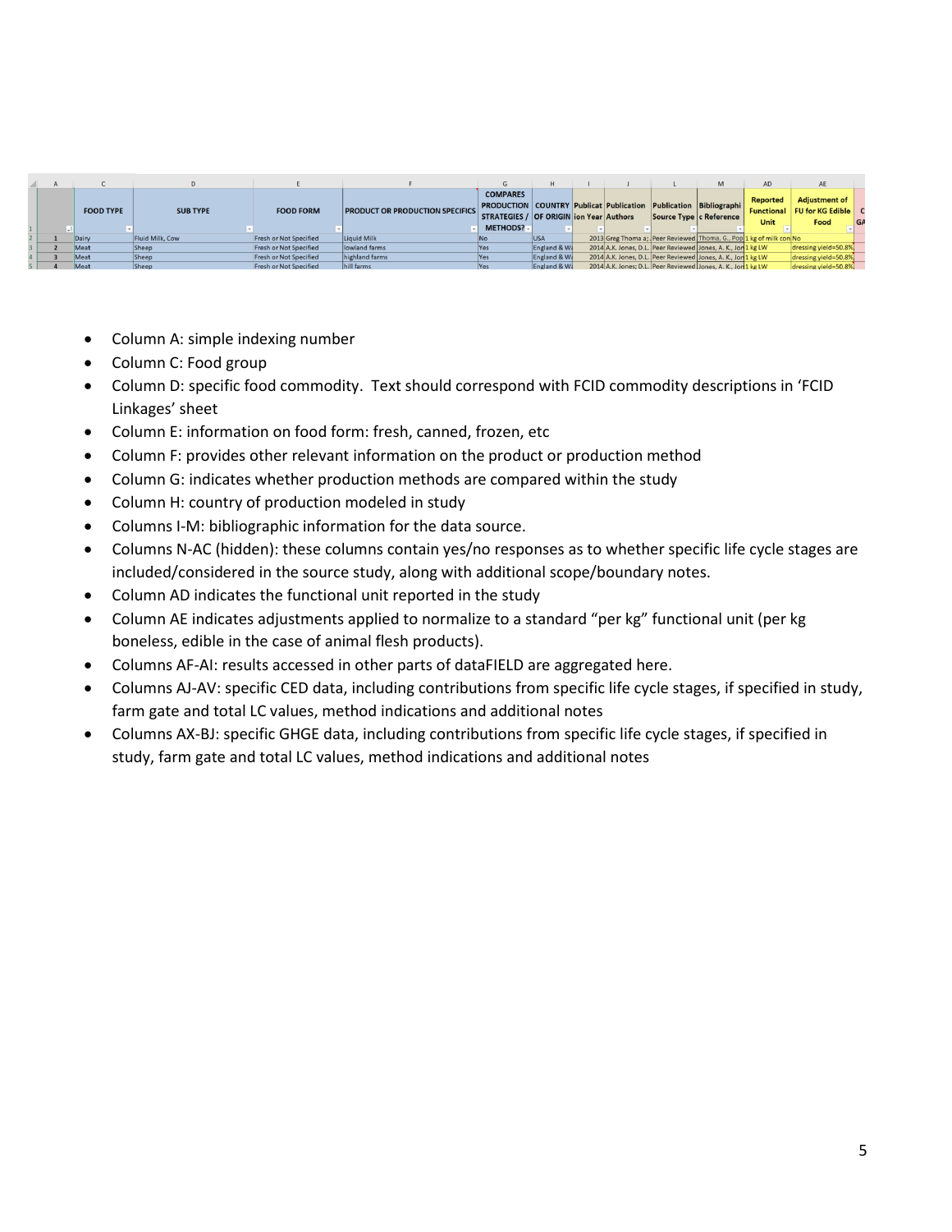| A | C | D | E | F | G | H | I | J | L | M | AD | AE |
|---|---|---|---|---|---|---|---|---|---|---|---|---|
| | FOOD TYPE | SUB TYPE | FOOD FORM | PRODUCT OR PRODUCTION SPECIFICS | COMPARES PRODUCTION STRATEGIES / METHODS? | COUNTRY OF ORIGIN | Publication Year | Publication Authors | Publication Source Type | Bibliographic Reference | Reported Functional Unit | Adjustment of FU for KG Edible Food |
| 1 | Dairy | Fluid Milk, Cow | Fresh or Not Specified | Liquid Milk | No | USA | 2013 | Greg Thoma a; | Peer Reviewed | Thoma, G., Pop | 1 kg of milk con | No |
| 2 | Meat | Sheep | Fresh or Not Specified | lowland farms | Yes | England & Wa | 2014 | A.K. Jones, D.L. | Peer Reviewed | Jones, A. K., Jon | 1 kg LW | dressing yield=50.8% |
| 3 | Meat | Sheep | Fresh or Not Specified | highland farms | Yes | England & Wa | 2014 | A.K. Jones, D.L. | Peer Reviewed | Jones, A. K., Jon | 1 kg LW | dressing yield=50.8% |
| 4 | Meat | Sheep | Fresh or Not Specified | hill farms | Yes | England & Wa | 2014 | A.K. Jones; D.L. | Peer Reviewed | Jones, A. K., Jon | 1 kg LW | dressing yield=50.8% |

- Column A: simple indexing number
- Column C: Food group
- Column D: specific food commodity. Text should correspond with FCID commodity descriptions in 'FCID Linkages' sheet
- Column E: information on food form: fresh, canned, frozen, etc
- Column F: provides other relevant information on the product or production method
- Column G: indicates whether production methods are compared within the study
- Column H: country of production modeled in study
- Columns I-M: bibliographic information for the data source.
- Columns N-AC (hidden): these columns contain yes/no responses as to whether specific life cycle stages are included/considered in the source study, along with additional scope/boundary notes.
- Column AD indicates the functional unit reported in the study
- Column AE indicates adjustments applied to normalize to a standard "per kg" functional unit (per kg boneless, edible in the case of animal flesh products).
- Columns AF-AI: results accessed in other parts of dataFIELD are aggregated here.
- Columns AJ-AV: specific CED data, including contributions from specific life cycle stages, if specified in study, farm gate and total LC values, method indications and additional notes
- Columns AX-BJ: specific GHGE data, including contributions from specific life cycle stages, if specified in study, farm gate and total LC values, method indications and additional notes